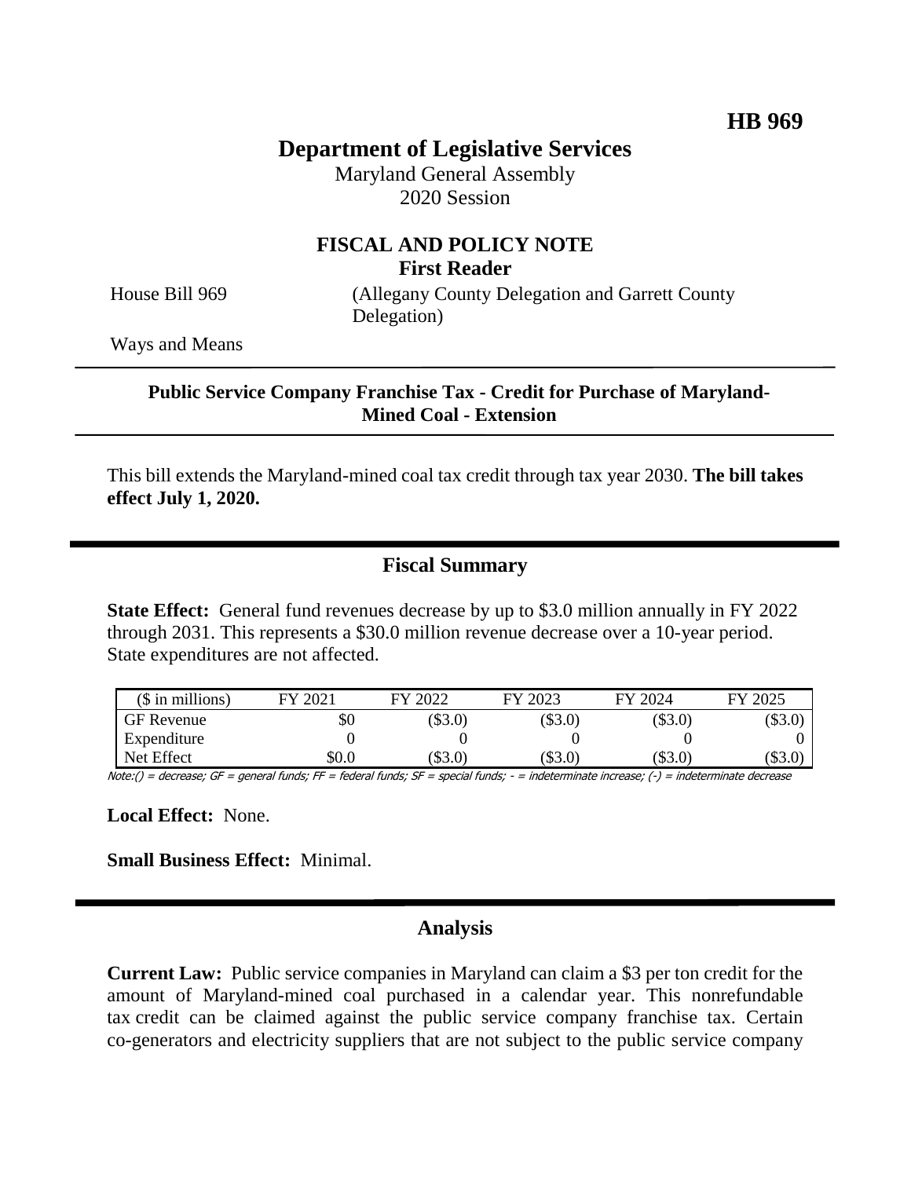**HB 969**

# Department of Legislative Services

Maryland General Assembly
2020 Session

## FISCAL AND POLICY NOTE

**First Reader**

House Bill 969 (Allegany County Delegation and Garrett County Delegation)

Ways and Means

---

**Public Service Company Franchise Tax - Credit for Purchase of Maryland-Mined Coal - Extension**

---

This bill extends the Maryland-mined coal tax credit through tax year 2030. **The bill takes effect July 1, 2020.**

## Fiscal Summary

**State Effect:** General fund revenues decrease by up to $3.0 million annually in FY 2022 through 2031. This represents a $30.0 million revenue decrease over a 10-year period. State expenditures are not affected.

| ($ in millions) | FY 2021 | FY 2022 | FY 2023 | FY 2024 | FY 2025 |
|---|---|---|---|---|---|
| GF Revenue | $0 | ($3.0) | ($3.0) | ($3.0) | ($3.0) |
| Expenditure | 0 | 0 | 0 | 0 | 0 |
| Net Effect | $0.0 | ($3.0) | ($3.0) | ($3.0) | ($3.0) |

Note:() = decrease; GF = general funds; FF = federal funds; SF = special funds; - = indeterminate increase; (-) = indeterminate decrease

**Local Effect:** None.

**Small Business Effect:** Minimal.

## Analysis

**Current Law:** Public service companies in Maryland can claim a $3 per ton credit for the amount of Maryland-mined coal purchased in a calendar year. This nonrefundable tax credit can be claimed against the public service company franchise tax. Certain co-generators and electricity suppliers that are not subject to the public service company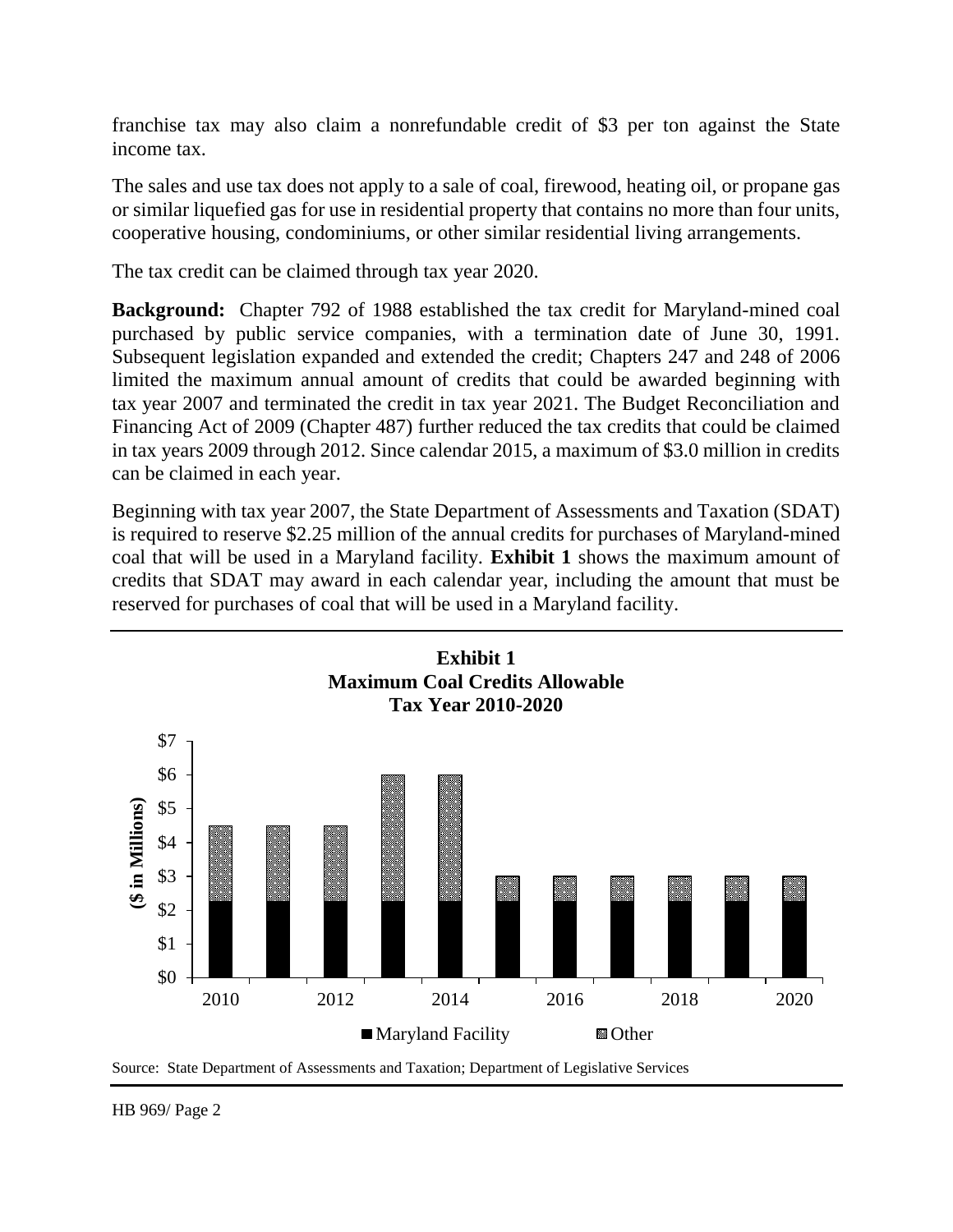franchise tax may also claim a nonrefundable credit of $3 per ton against the State income tax.

The sales and use tax does not apply to a sale of coal, firewood, heating oil, or propane gas or similar liquefied gas for use in residential property that contains no more than four units, cooperative housing, condominiums, or other similar residential living arrangements.

The tax credit can be claimed through tax year 2020.

**Background:** Chapter 792 of 1988 established the tax credit for Maryland-mined coal purchased by public service companies, with a termination date of June 30, 1991. Subsequent legislation expanded and extended the credit; Chapters 247 and 248 of 2006 limited the maximum annual amount of credits that could be awarded beginning with tax year 2007 and terminated the credit in tax year 2021. The Budget Reconciliation and Financing Act of 2009 (Chapter 487) further reduced the tax credits that could be claimed in tax years 2009 through 2012. Since calendar 2015, a maximum of $3.0 million in credits can be claimed in each year.

Beginning with tax year 2007, the State Department of Assessments and Taxation (SDAT) is required to reserve $2.25 million of the annual credits for purchases of Maryland-mined coal that will be used in a Maryland facility. **Exhibit 1** shows the maximum amount of credits that SDAT may award in each calendar year, including the amount that must be reserved for purchases of coal that will be used in a Maryland facility.

**Exhibit 1**
**Maximum Coal Credits Allowable**
**Tax Year 2010-2020**

| Tax Year | Maryland Facility ($ in Millions) | Other ($ in Millions) | Total ($ in Millions) |
|---|---|---|---|
| 2010 | $2.25 | $2.25 | $4.5 |
| 2011 | $2.25 | $2.25 | $4.5 |
| 2012 | $2.25 | $2.25 | $4.5 |
| 2013 | $2.25 | $3.75 | $6.0 |
| 2014 | $2.25 | $3.75 | $6.0 |
| 2015 | $2.25 | $0.75 | $3.0 |
| 2016 | $2.25 | $0.75 | $3.0 |
| 2017 | $2.25 | $0.75 | $3.0 |
| 2018 | $2.25 | $0.75 | $3.0 |
| 2019 | $2.25 | $0.75 | $3.0 |
| 2020 | $2.25 | $0.75 | $3.0 |

Source: State Department of Assessments and Taxation; Department of Legislative Services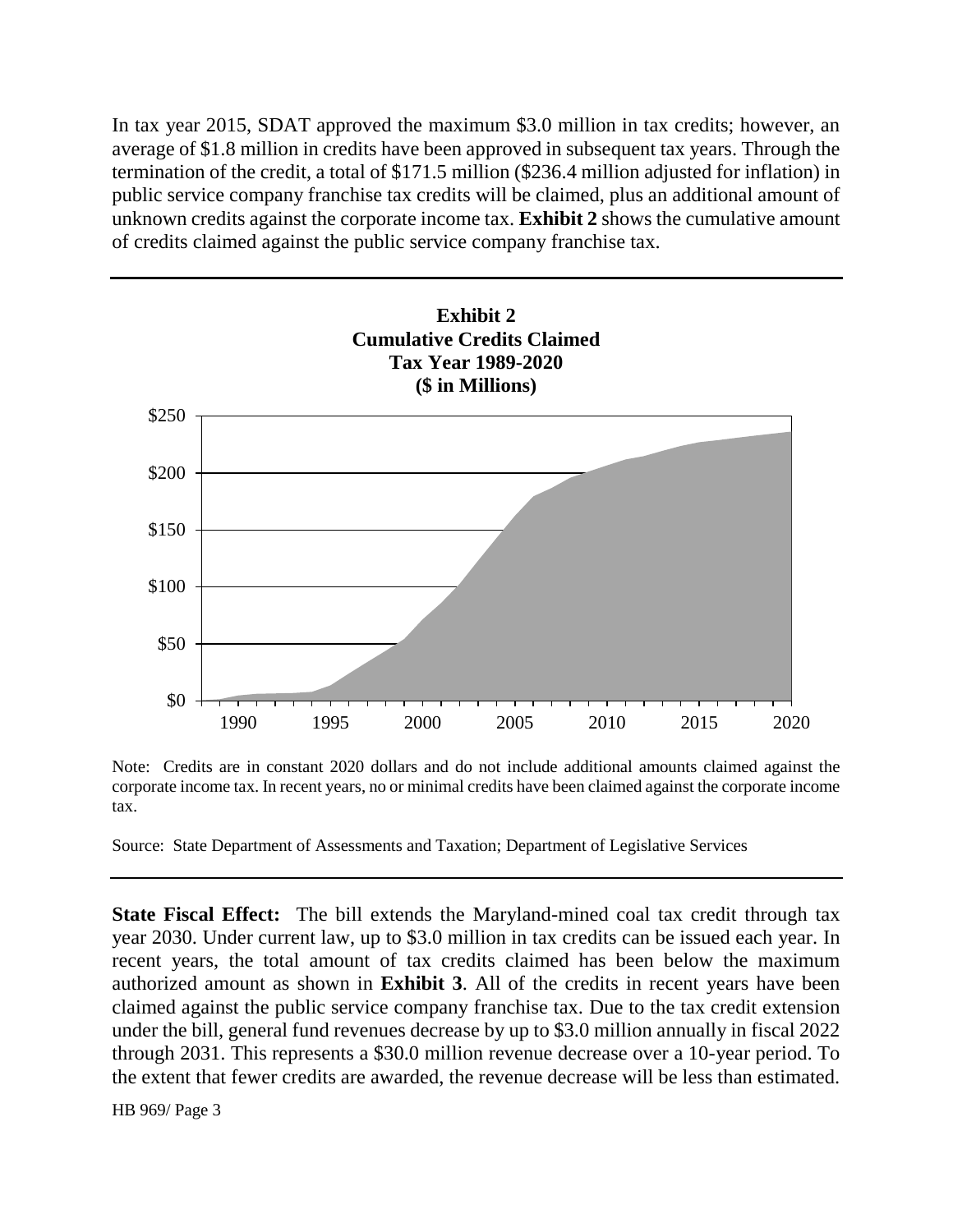In tax year 2015, SDAT approved the maximum $3.0 million in tax credits; however, an average of $1.8 million in credits have been approved in subsequent tax years. Through the termination of the credit, a total of $171.5 million ($236.4 million adjusted for inflation) in public service company franchise tax credits will be claimed, plus an additional amount of unknown credits against the corporate income tax. **Exhibit 2** shows the cumulative amount of credits claimed against the public service company franchise tax.

**Exhibit 2**
**Cumulative Credits Claimed**
**Tax Year 1989-2020**
**($ in Millions)**

Note: Credits are in constant 2020 dollars and do not include additional amounts claimed against the corporate income tax. In recent years, no or minimal credits have been claimed against the corporate income tax.

Source: State Department of Assessments and Taxation; Department of Legislative Services

**State Fiscal Effect:** The bill extends the Maryland-mined coal tax credit through tax year 2030. Under current law, up to $3.0 million in tax credits can be issued each year. In recent years, the total amount of tax credits claimed has been below the maximum authorized amount as shown in **Exhibit 3**. All of the credits in recent years have been claimed against the public service company franchise tax. Due to the tax credit extension under the bill, general fund revenues decrease by up to $3.0 million annually in fiscal 2022 through 2031. This represents a $30.0 million revenue decrease over a 10-year period. To the extent that fewer credits are awarded, the revenue decrease will be less than estimated.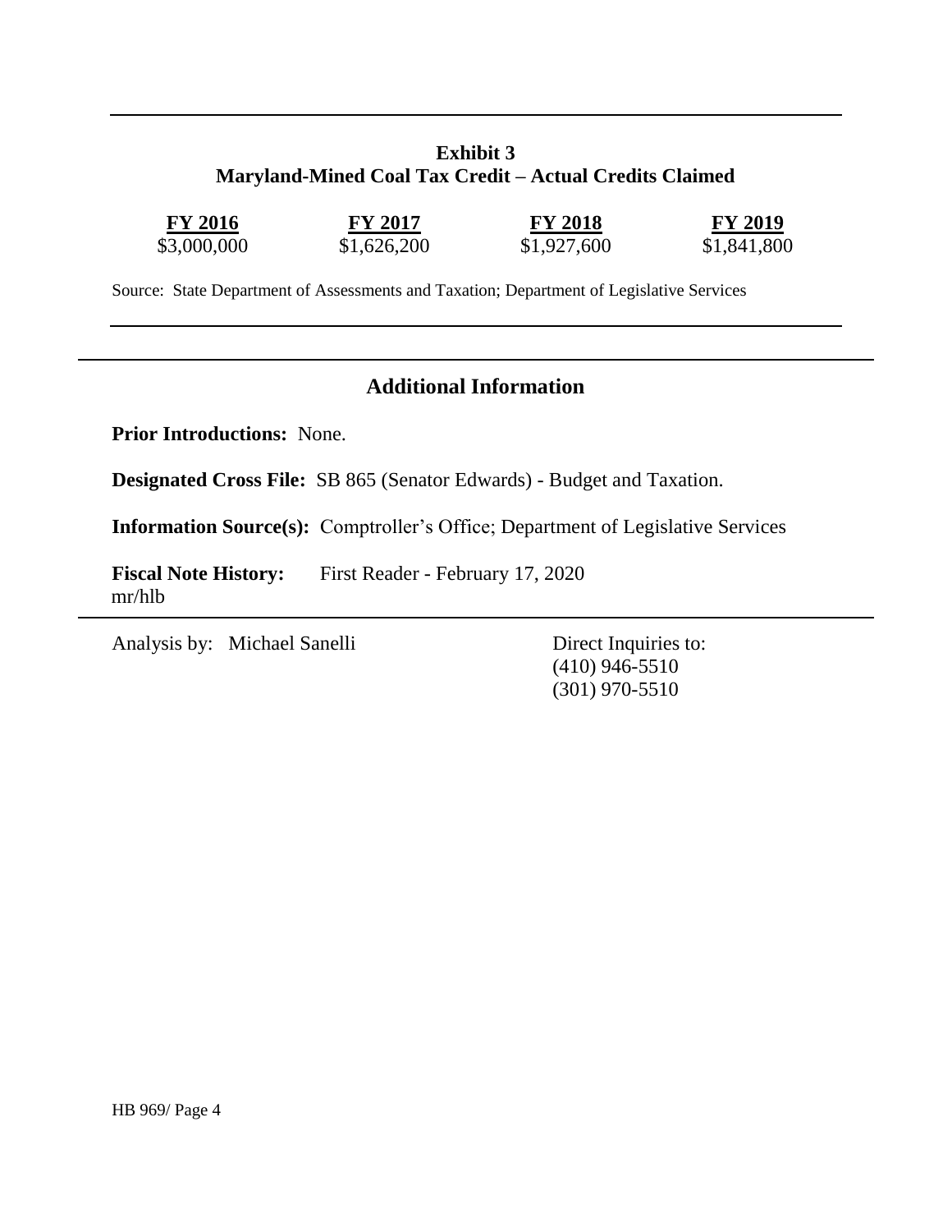**Exhibit 3**
**Maryland-Mined Coal Tax Credit – Actual Credits Claimed**

| FY 2016 | FY 2017 | FY 2018 | FY 2019 |
|---|---|---|---|
| $3,000,000 | $1,626,200 | $1,927,600 | $1,841,800 |

Source: State Department of Assessments and Taxation; Department of Legislative Services

## Additional Information

**Prior Introductions:** None.

**Designated Cross File:** SB 865 (Senator Edwards) - Budget and Taxation.

**Information Source(s):** Comptroller's Office; Department of Legislative Services

**Fiscal Note History:** First Reader - February 17, 2020
mr/hlb

Analysis by: Michael Sanelli

Direct Inquiries to:
(410) 946-5510
(301) 970-5510